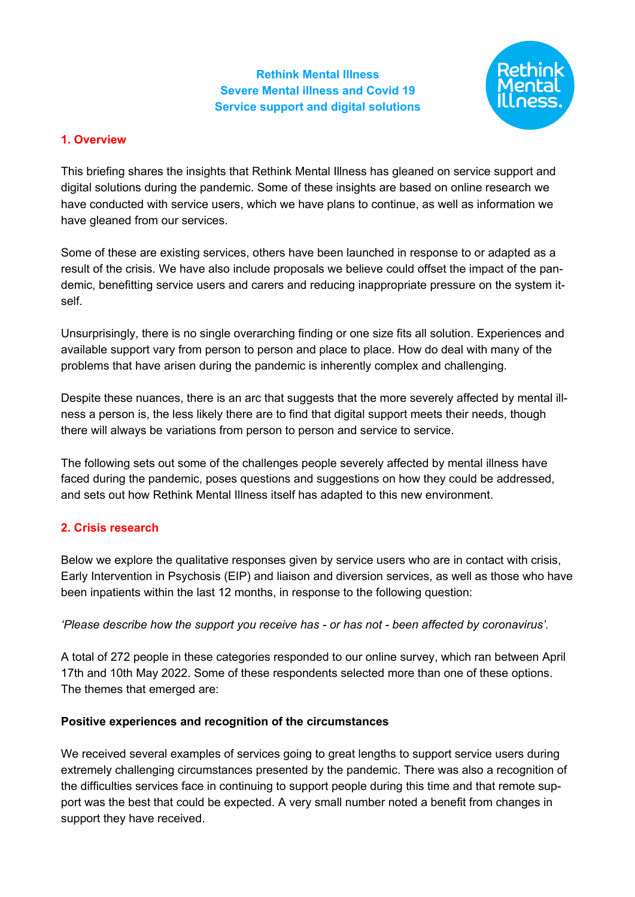**Rethink Mental Illness**
**Severe Mental illness and Covid 19**
**Service support and digital solutions**

## 1. Overview

This briefing shares the insights that Rethink Mental Illness has gleaned on service support and digital solutions during the pandemic. Some of these insights are based on online research we have conducted with service users, which we have plans to continue, as well as information we have gleaned from our services.

Some of these are existing services, others have been launched in response to or adapted as a result of the crisis. We have also include proposals we believe could offset the impact of the pandemic, benefitting service users and carers and reducing inappropriate pressure on the system itself.

Unsurprisingly, there is no single overarching finding or one size fits all solution. Experiences and available support vary from person to person and place to place. How do deal with many of the problems that have arisen during the pandemic is inherently complex and challenging.

Despite these nuances, there is an arc that suggests that the more severely affected by mental illness a person is, the less likely there are to find that digital support meets their needs, though there will always be variations from person to person and service to service.

The following sets out some of the challenges people severely affected by mental illness have faced during the pandemic, poses questions and suggestions on how they could be addressed, and sets out how Rethink Mental Illness itself has adapted to this new environment.

## 2. Crisis research

Below we explore the qualitative responses given by service users who are in contact with crisis, Early Intervention in Psychosis (EIP) and liaison and diversion services, as well as those who have been inpatients within the last 12 months, in response to the following question:

*'Please describe how the support you receive has - or has not - been affected by coronavirus'.*

A total of 272 people in these categories responded to our online survey, which ran between April 17th and 10th May 2022. Some of these respondents selected more than one of these options. The themes that emerged are:

### Positive experiences and recognition of the circumstances

We received several examples of services going to great lengths to support service users during extremely challenging circumstances presented by the pandemic. There was also a recognition of the difficulties services face in continuing to support people during this time and that remote support was the best that could be expected. A very small number noted a benefit from changes in support they have received.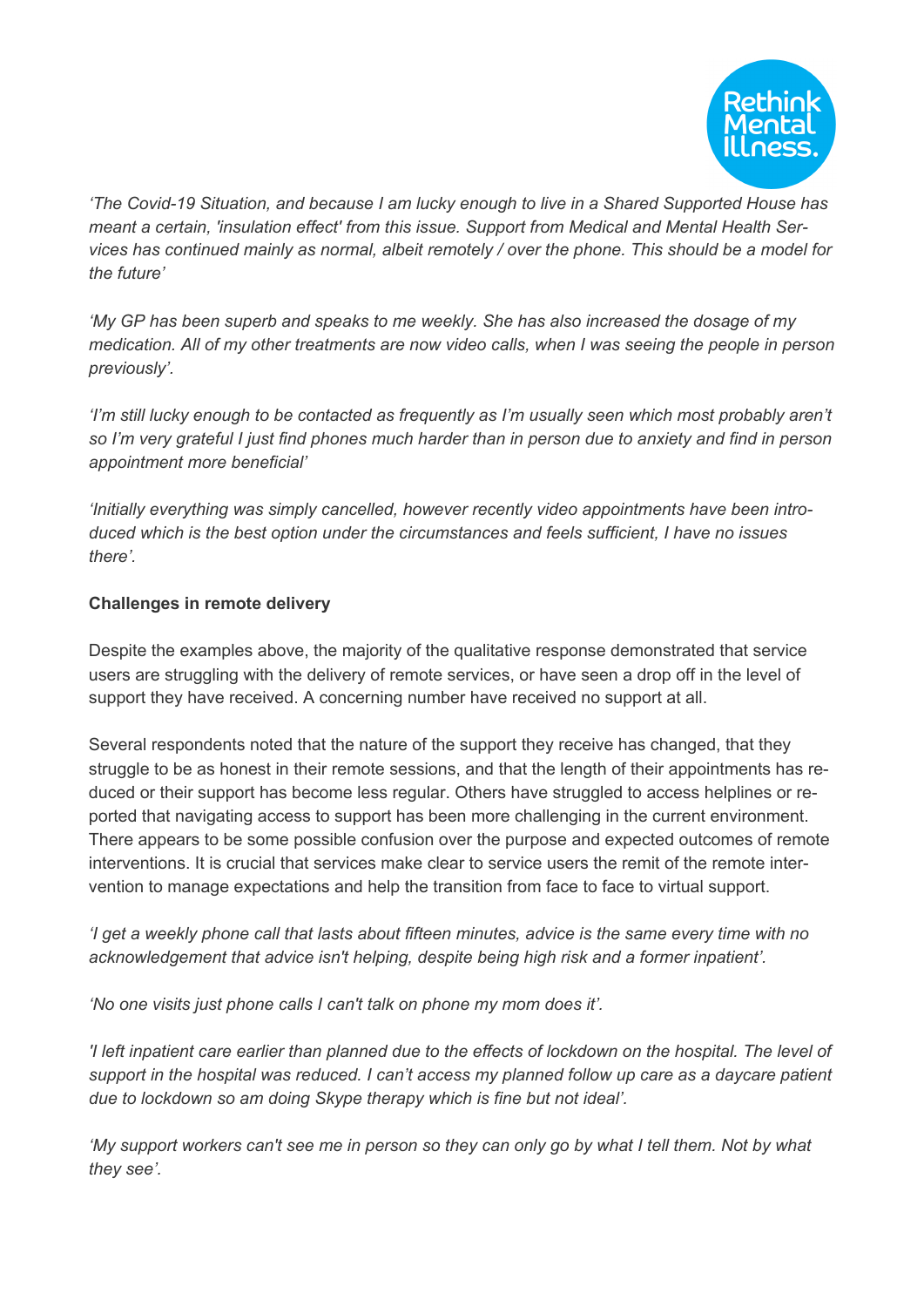*'The Covid-19 Situation, and because I am lucky enough to live in a Shared Supported House has meant a certain, 'insulation effect' from this issue. Support from Medical and Mental Health Services has continued mainly as normal, albeit remotely / over the phone. This should be a model for the future'*

*'My GP has been superb and speaks to me weekly. She has also increased the dosage of my medication. All of my other treatments are now video calls, when I was seeing the people in person previously'.*

*'I'm still lucky enough to be contacted as frequently as I'm usually seen which most probably aren't so I'm very grateful I just find phones much harder than in person due to anxiety and find in person appointment more beneficial'*

*'Initially everything was simply cancelled, however recently video appointments have been introduced which is the best option under the circumstances and feels sufficient, I have no issues there'.*

**Challenges in remote delivery**

Despite the examples above, the majority of the qualitative response demonstrated that service users are struggling with the delivery of remote services, or have seen a drop off in the level of support they have received. A concerning number have received no support at all.

Several respondents noted that the nature of the support they receive has changed, that they struggle to be as honest in their remote sessions, and that the length of their appointments has reduced or their support has become less regular. Others have struggled to access helplines or reported that navigating access to support has been more challenging in the current environment. There appears to be some possible confusion over the purpose and expected outcomes of remote interventions. It is crucial that services make clear to service users the remit of the remote intervention to manage expectations and help the transition from face to face to virtual support.

*'I get a weekly phone call that lasts about fifteen minutes, advice is the same every time with no acknowledgement that advice isn't helping, despite being high risk and a former inpatient'.*

*'No one visits just phone calls I can't talk on phone my mom does it'.*

*'I left inpatient care earlier than planned due to the effects of lockdown on the hospital. The level of support in the hospital was reduced. I can't access my planned follow up care as a daycare patient due to lockdown so am doing Skype therapy which is fine but not ideal'.*

*'My support workers can't see me in person so they can only go by what I tell them. Not by what they see'.*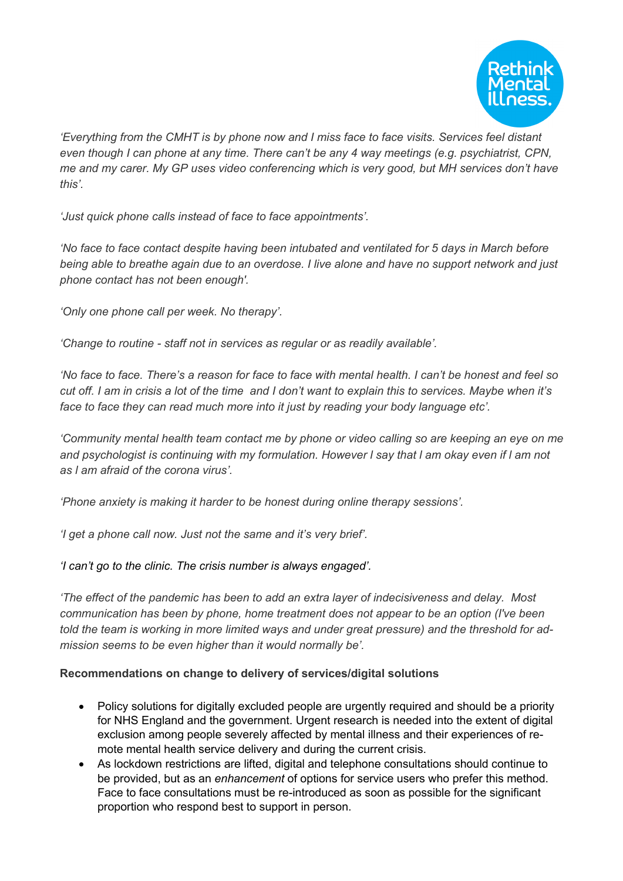*'Everything from the CMHT is by phone now and I miss face to face visits. Services feel distant even though I can phone at any time. There can't be any 4 way meetings (e.g. psychiatrist, CPN, me and my carer. My GP uses video conferencing which is very good, but MH services don't have this'.*

*'Just quick phone calls instead of face to face appointments'.*

*'No face to face contact despite having been intubated and ventilated for 5 days in March before being able to breathe again due to an overdose. I live alone and have no support network and just phone contact has not been enough'.*

*'Only one phone call per week. No therapy'.*

*'Change to routine - staff not in services as regular or as readily available'.*

*'No face to face. There's a reason for face to face with mental health. I can't be honest and feel so cut off. I am in crisis a lot of the time and I don't want to explain this to services. Maybe when it's face to face they can read much more into it just by reading your body language etc'.*

*'Community mental health team contact me by phone or video calling so are keeping an eye on me and psychologist is continuing with my formulation. However I say that I am okay even if I am not as I am afraid of the corona virus'.*

*'Phone anxiety is making it harder to be honest during online therapy sessions'.*

*'I get a phone call now. Just not the same and it's very brief'.*

*'I can't go to the clinic. The crisis number is always engaged'.*

*'The effect of the pandemic has been to add an extra layer of indecisiveness and delay. Most communication has been by phone, home treatment does not appear to be an option (I've been told the team is working in more limited ways and under great pressure) and the threshold for admission seems to be even higher than it would normally be'.*

**Recommendations on change to delivery of services/digital solutions**

- Policy solutions for digitally excluded people are urgently required and should be a priority for NHS England and the government. Urgent research is needed into the extent of digital exclusion among people severely affected by mental illness and their experiences of remote mental health service delivery and during the current crisis.
- As lockdown restrictions are lifted, digital and telephone consultations should continue to be provided, but as an *enhancement* of options for service users who prefer this method. Face to face consultations must be re-introduced as soon as possible for the significant proportion who respond best to support in person.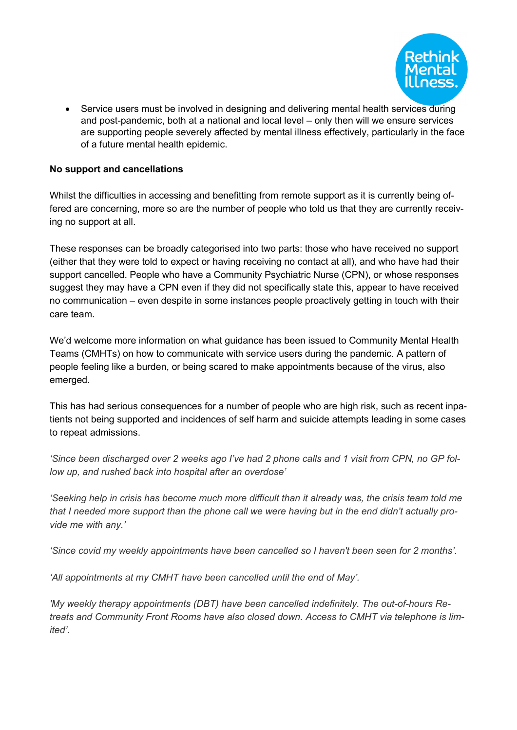- Service users must be involved in designing and delivering mental health services during and post-pandemic, both at a national and local level – only then will we ensure services are supporting people severely affected by mental illness effectively, particularly in the face of a future mental health epidemic.

**No support and cancellations**

Whilst the difficulties in accessing and benefitting from remote support as it is currently being offered are concerning, more so are the number of people who told us that they are currently receiving no support at all.

These responses can be broadly categorised into two parts: those who have received no support (either that they were told to expect or having receiving no contact at all), and who have had their support cancelled. People who have a Community Psychiatric Nurse (CPN), or whose responses suggest they may have a CPN even if they did not specifically state this, appear to have received no communication – even despite in some instances people proactively getting in touch with their care team.

We'd welcome more information on what guidance has been issued to Community Mental Health Teams (CMHTs) on how to communicate with service users during the pandemic. A pattern of people feeling like a burden, or being scared to make appointments because of the virus, also emerged.

This has had serious consequences for a number of people who are high risk, such as recent inpatients not being supported and incidences of self harm and suicide attempts leading in some cases to repeat admissions.

*'Since been discharged over 2 weeks ago I've had 2 phone calls and 1 visit from CPN, no GP follow up, and rushed back into hospital after an overdose'*

*'Seeking help in crisis has become much more difficult than it already was, the crisis team told me that I needed more support than the phone call we were having but in the end didn't actually provide me with any.'*

*'Since covid my weekly appointments have been cancelled so I haven't been seen for 2 months'.*

*'All appointments at my CMHT have been cancelled until the end of May'.*

*'My weekly therapy appointments (DBT) have been cancelled indefinitely. The out-of-hours Retreats and Community Front Rooms have also closed down. Access to CMHT via telephone is limited'.*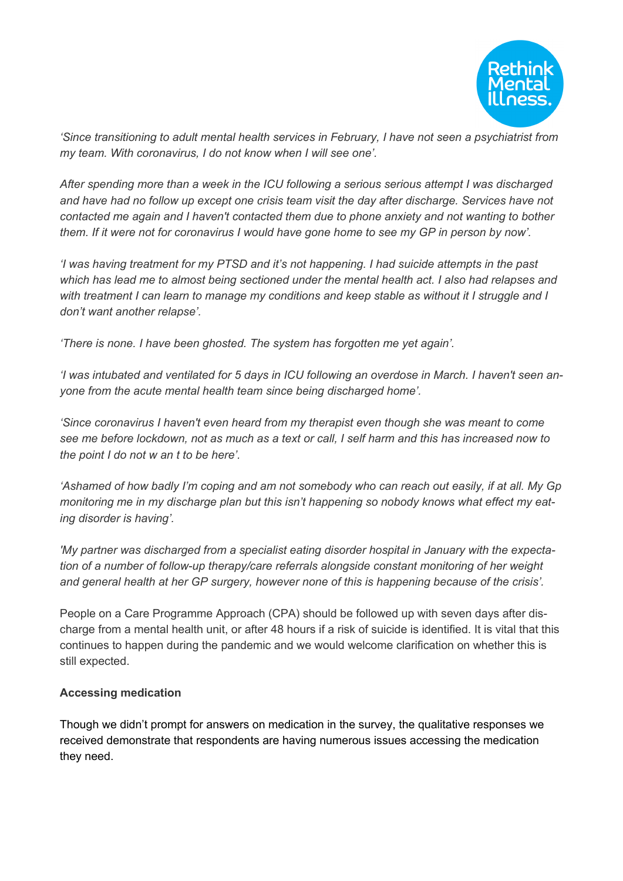*'Since transitioning to adult mental health services in February, I have not seen a psychiatrist from my team. With coronavirus, I do not know when I will see one'.*

*After spending more than a week in the ICU following a serious serious attempt I was discharged and have had no follow up except one crisis team visit the day after discharge. Services have not contacted me again and I haven't contacted them due to phone anxiety and not wanting to bother them. If it were not for coronavirus I would have gone home to see my GP in person by now'.*

*'I was having treatment for my PTSD and it's not happening. I had suicide attempts in the past which has lead me to almost being sectioned under the mental health act. I also had relapses and with treatment I can learn to manage my conditions and keep stable as without it I struggle and I don't want another relapse'.*

*'There is none. I have been ghosted. The system has forgotten me yet again'.*

*'I was intubated and ventilated for 5 days in ICU following an overdose in March. I haven't seen anyone from the acute mental health team since being discharged home'.*

*'Since coronavirus I haven't even heard from my therapist even though she was meant to come see me before lockdown, not as much as a text or call, I self harm and this has increased now to the point I do not w an t to be here'.*

*'Ashamed of how badly I'm coping and am not somebody who can reach out easily, if at all. My Gp monitoring me in my discharge plan but this isn't happening so nobody knows what effect my eating disorder is having'.*

*'My partner was discharged from a specialist eating disorder hospital in January with the expectation of a number of follow-up therapy/care referrals alongside constant monitoring of her weight and general health at her GP surgery, however none of this is happening because of the crisis'.*

People on a Care Programme Approach (CPA) should be followed up with seven days after discharge from a mental health unit, or after 48 hours if a risk of suicide is identified. It is vital that this continues to happen during the pandemic and we would welcome clarification on whether this is still expected.

**Accessing medication**

Though we didn't prompt for answers on medication in the survey, the qualitative responses we received demonstrate that respondents are having numerous issues accessing the medication they need.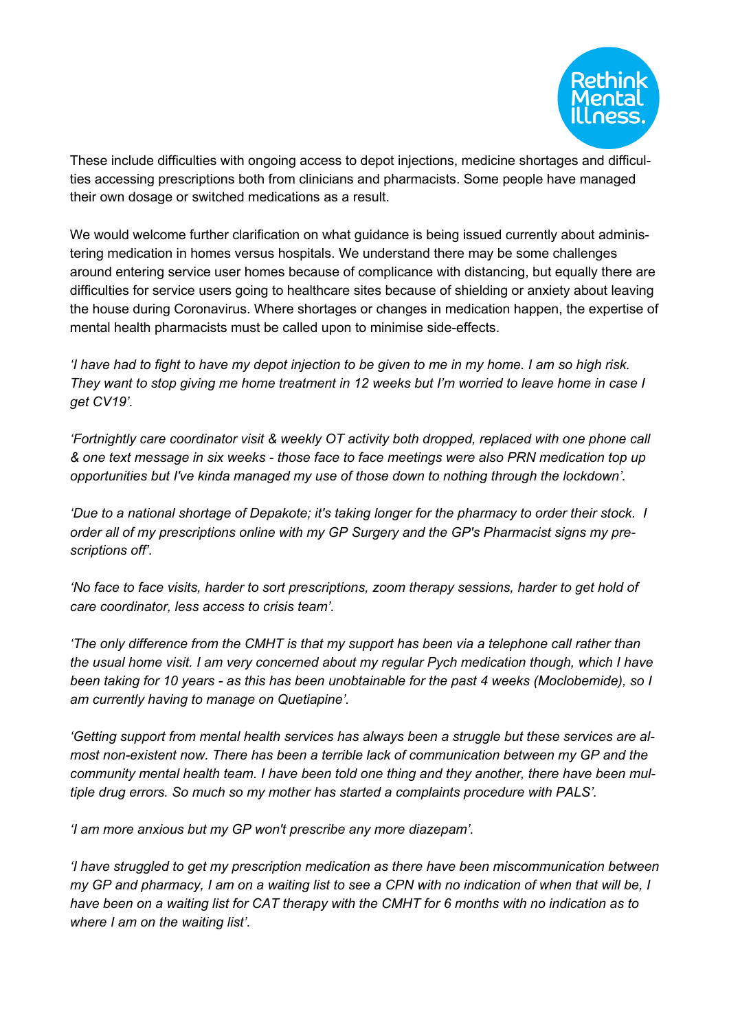These include difficulties with ongoing access to depot injections, medicine shortages and difficulties accessing prescriptions both from clinicians and pharmacists. Some people have managed their own dosage or switched medications as a result.

We would welcome further clarification on what guidance is being issued currently about administering medication in homes versus hospitals. We understand there may be some challenges around entering service user homes because of complicance with distancing, but equally there are difficulties for service users going to healthcare sites because of shielding or anxiety about leaving the house during Coronavirus. Where shortages or changes in medication happen, the expertise of mental health pharmacists must be called upon to minimise side-effects.

*'I have had to fight to have my depot injection to be given to me in my home. I am so high risk. They want to stop giving me home treatment in 12 weeks but I'm worried to leave home in case I get CV19'.*

*'Fortnightly care coordinator visit & weekly OT activity both dropped, replaced with one phone call & one text message in six weeks - those face to face meetings were also PRN medication top up opportunities but I've kinda managed my use of those down to nothing through the lockdown'.*

*'Due to a national shortage of Depakote; it's taking longer for the pharmacy to order their stock. I order all of my prescriptions online with my GP Surgery and the GP's Pharmacist signs my prescriptions off'.*

*'No face to face visits, harder to sort prescriptions, zoom therapy sessions, harder to get hold of care coordinator, less access to crisis team'.*

*'The only difference from the CMHT is that my support has been via a telephone call rather than the usual home visit. I am very concerned about my regular Pych medication though, which I have been taking for 10 years - as this has been unobtainable for the past 4 weeks (Moclobemide), so I am currently having to manage on Quetiapine'.*

*'Getting support from mental health services has always been a struggle but these services are almost non-existent now. There has been a terrible lack of communication between my GP and the community mental health team. I have been told one thing and they another, there have been multiple drug errors. So much so my mother has started a complaints procedure with PALS'.*

*'I am more anxious but my GP won't prescribe any more diazepam'.*

*'I have struggled to get my prescription medication as there have been miscommunication between my GP and pharmacy, I am on a waiting list to see a CPN with no indication of when that will be, I have been on a waiting list for CAT therapy with the CMHT for 6 months with no indication as to where I am on the waiting list'.*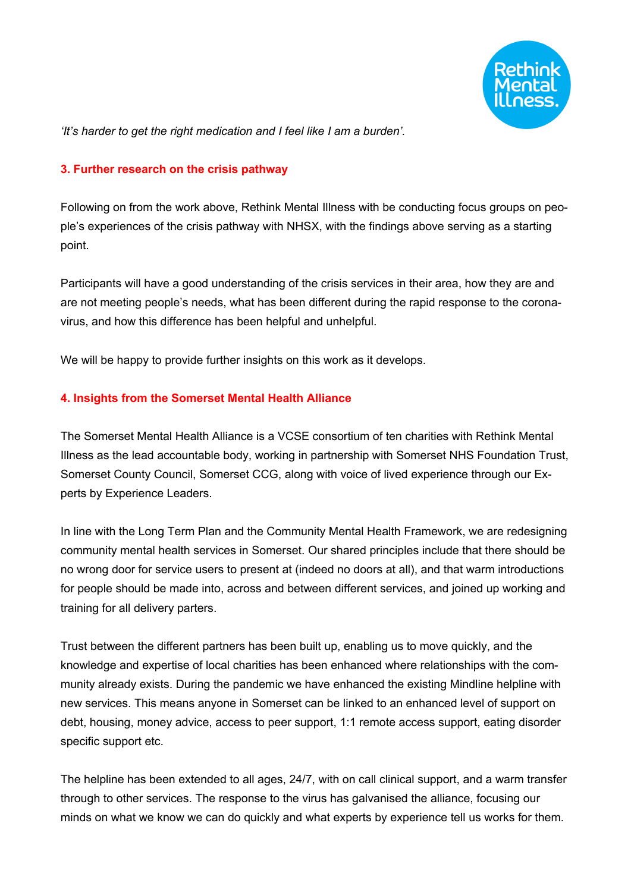*'It's harder to get the right medication and I feel like I am a burden'.*

### 3. Further research on the crisis pathway

Following on from the work above, Rethink Mental Illness with be conducting focus groups on people's experiences of the crisis pathway with NHSX, with the findings above serving as a starting point.

Participants will have a good understanding of the crisis services in their area, how they are and are not meeting people's needs, what has been different during the rapid response to the coronavirus, and how this difference has been helpful and unhelpful.

We will be happy to provide further insights on this work as it develops.

### 4. Insights from the Somerset Mental Health Alliance

The Somerset Mental Health Alliance is a VCSE consortium of ten charities with Rethink Mental Illness as the lead accountable body, working in partnership with Somerset NHS Foundation Trust, Somerset County Council, Somerset CCG, along with voice of lived experience through our Experts by Experience Leaders.

In line with the Long Term Plan and the Community Mental Health Framework, we are redesigning community mental health services in Somerset. Our shared principles include that there should be no wrong door for service users to present at (indeed no doors at all), and that warm introductions for people should be made into, across and between different services, and joined up working and training for all delivery parters.

Trust between the different partners has been built up, enabling us to move quickly, and the knowledge and expertise of local charities has been enhanced where relationships with the community already exists. During the pandemic we have enhanced the existing Mindline helpline with new services. This means anyone in Somerset can be linked to an enhanced level of support on debt, housing, money advice, access to peer support, 1:1 remote access support, eating disorder specific support etc.

The helpline has been extended to all ages, 24/7, with on call clinical support, and a warm transfer through to other services. The response to the virus has galvanised the alliance, focusing our minds on what we know we can do quickly and what experts by experience tell us works for them.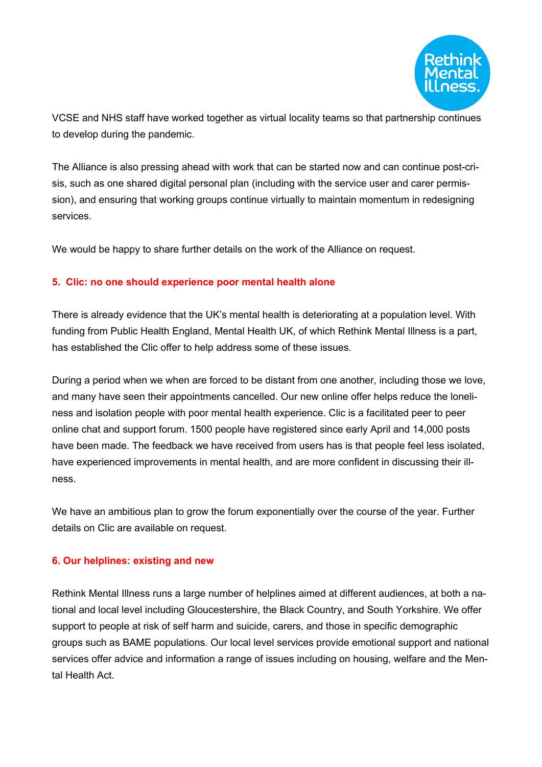VCSE and NHS staff have worked together as virtual locality teams so that partnership continues to develop during the pandemic.

The Alliance is also pressing ahead with work that can be started now and can continue post-crisis, such as one shared digital personal plan (including with the service user and carer permission), and ensuring that working groups continue virtually to maintain momentum in redesigning services.

We would be happy to share further details on the work of the Alliance on request.

## 5. Clic: no one should experience poor mental health alone

There is already evidence that the UK's mental health is deteriorating at a population level. With funding from Public Health England, Mental Health UK, of which Rethink Mental Illness is a part, has established the Clic offer to help address some of these issues.

During a period when we when are forced to be distant from one another, including those we love, and many have seen their appointments cancelled. Our new online offer helps reduce the loneliness and isolation people with poor mental health experience. Clic is a facilitated peer to peer online chat and support forum. 1500 people have registered since early April and 14,000 posts have been made. The feedback we have received from users has is that people feel less isolated, have experienced improvements in mental health, and are more confident in discussing their illness.

We have an ambitious plan to grow the forum exponentially over the course of the year. Further details on Clic are available on request.

## 6. Our helplines: existing and new

Rethink Mental Illness runs a large number of helplines aimed at different audiences, at both a national and local level including Gloucestershire, the Black Country, and South Yorkshire. We offer support to people at risk of self harm and suicide, carers, and those in specific demographic groups such as BAME populations. Our local level services provide emotional support and national services offer advice and information a range of issues including on housing, welfare and the Mental Health Act.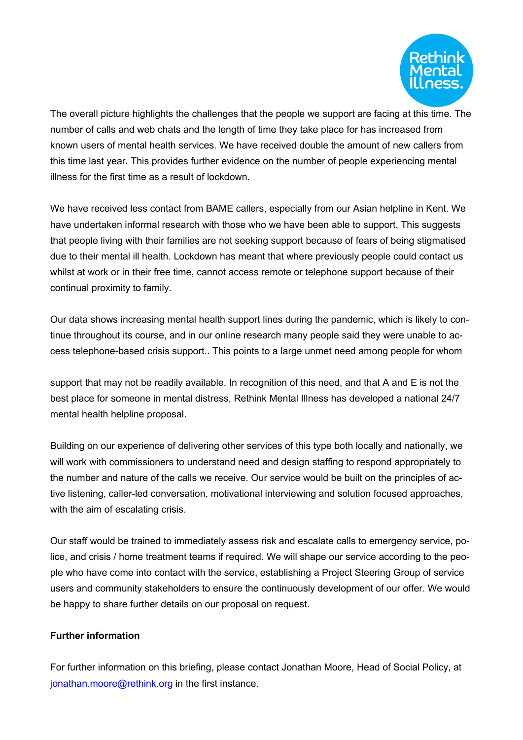The overall picture highlights the challenges that the people we support are facing at this time. The number of calls and web chats and the length of time they take place for has increased from known users of mental health services. We have received double the amount of new callers from this time last year. This provides further evidence on the number of people experiencing mental illness for the first time as a result of lockdown.

We have received less contact from BAME callers, especially from our Asian helpline in Kent. We have undertaken informal research with those who we have been able to support. This suggests that people living with their families are not seeking support because of fears of being stigmatised due to their mental ill health. Lockdown has meant that where previously people could contact us whilst at work or in their free time, cannot access remote or telephone support because of their continual proximity to family.

Our data shows increasing mental health support lines during the pandemic, which is likely to continue throughout its course, and in our online research many people said they were unable to access telephone-based crisis support.. This points to a large unmet need among people for whom

support that may not be readily available. In recognition of this need, and that A and E is not the best place for someone in mental distress, Rethink Mental Illness has developed a national 24/7 mental health helpline proposal.

Building on our experience of delivering other services of this type both locally and nationally, we will work with commissioners to understand need and design staffing to respond appropriately to the number and nature of the calls we receive. Our service would be built on the principles of active listening, caller-led conversation, motivational interviewing and solution focused approaches, with the aim of escalating crisis.

Our staff would be trained to immediately assess risk and escalate calls to emergency service, police, and crisis / home treatment teams if required. We will shape our service according to the people who have come into contact with the service, establishing a Project Steering Group of service users and community stakeholders to ensure the continuously development of our offer. We would be happy to share further details on our proposal on request.

**Further information**

For further information on this briefing, please contact Jonathan Moore, Head of Social Policy, at [jonathan.moore@rethink.org](mailto:jonathan.moore@rethink.org) in the first instance.